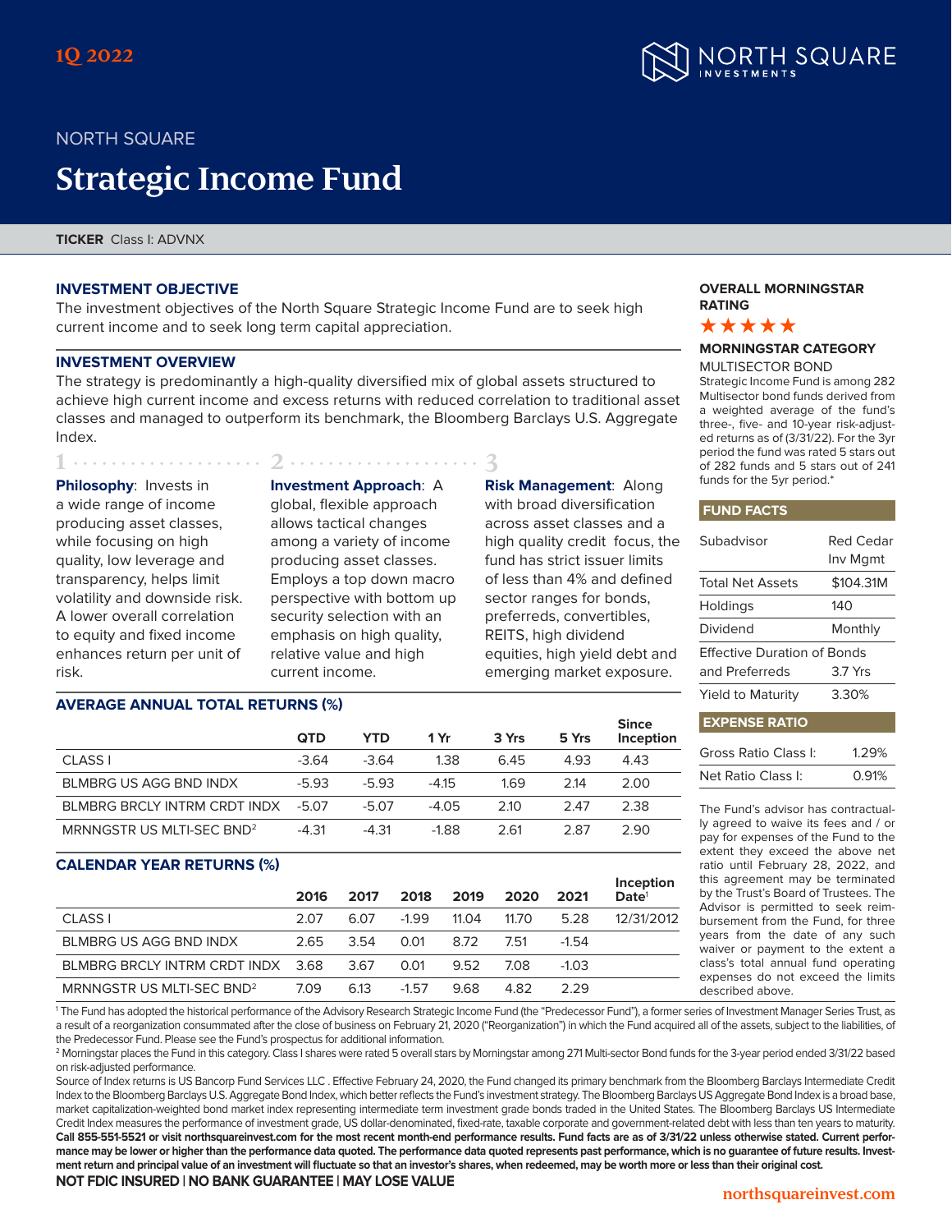1Q 2022

NORTH SQUARE INVESTMENTS

NORTH SQUARE

# Strategic Income Fund

**TICKER** Class I: ADVNX

## INVESTMENT OBJECTIVE

The investment objectives of the North Square Strategic Income Fund are to seek high current income and to seek long term capital appreciation.

## INVESTMENT OVERVIEW

The strategy is predominantly a high-quality diversified mix of global assets structured to achieve high current income and excess returns with reduced correlation to traditional asset classes and managed to outperform its benchmark, the Bloomberg Barclays U.S. Aggregate Index.

**1** **Philosophy**: Invests in a wide range of income producing asset classes, while focusing on high quality, low leverage and transparency, helps limit volatility and downside risk. A lower overall correlation to equity and fixed income enhances return per unit of risk.

**2** **Investment Approach**: A global, flexible approach allows tactical changes among a variety of income producing asset classes. Employs a top down macro perspective with bottom up security selection with an emphasis on high quality, relative value and high current income.

**3** **Risk Management**: Along with broad diversification across asset classes and a high quality credit focus, the fund has strict issuer limits of less than 4% and defined sector ranges for bonds, preferreds, convertibles, REITS, high dividend equities, high yield debt and emerging market exposure.

## AVERAGE ANNUAL TOTAL RETURNS (%)

| | QTD | YTD | 1 Yr | 3 Yrs | 5 Yrs | Since Inception |
|---|---|---|---|---|---|---|
| CLASS I | -3.64 | -3.64 | 1.38 | 6.45 | 4.93 | 4.43 |
| BLMBRG US AGG BND INDX | -5.93 | -5.93 | -4.15 | 1.69 | 2.14 | 2.00 |
| BLMBRG BRCLY INTRM CRDT INDX | -5.07 | -5.07 | -4.05 | 2.10 | 2.47 | 2.38 |
| MRNNGSTR US MLTI-SEC BND[2] | -4.31 | -4.31 | -1.88 | 2.61 | 2.87 | 2.90 |

## CALENDAR YEAR RETURNS (%)

| | 2016 | 2017 | 2018 | 2019 | 2020 | 2021 | Inception Date[1] |
|---|---|---|---|---|---|---|---|
| CLASS I | 2.07 | 6.07 | -1.99 | 11.04 | 11.70 | 5.28 | 12/31/2012 |
| BLMBRG US AGG BND INDX | 2.65 | 3.54 | 0.01 | 8.72 | 7.51 | -1.54 | |
| BLMBRG BRCLY INTRM CRDT INDX | 3.68 | 3.67 | 0.01 | 9.52 | 7.08 | -1.03 | |
| MRNNGSTR US MLTI-SEC BND[2] | 7.09 | 6.13 | -1.57 | 9.68 | 4.82 | 2.29 | |

## OVERALL MORNINGSTAR RATING

★★★★★

## MORNINGSTAR CATEGORY

MULTISECTOR BOND

Strategic Income Fund is among 282 Multisector bond funds derived from a weighted average of the fund's three-, five- and 10-year risk-adjusted returns as of (3/31/22). For the 3yr period the fund was rated 5 stars out of 282 funds and 5 stars out of 241 funds for the 5yr period.*

## FUND FACTS

| | |
|---|---|
| Subadvisor | Red Cedar Inv Mgmt |
| Total Net Assets | $104.31M |
| Holdings | 140 |
| Dividend | Monthly |
| Effective Duration of Bonds and Preferreds | 3.7 Yrs |
| Yield to Maturity | 3.30% |

## EXPENSE RATIO

| | |
|---|---|
| Gross Ratio Class I: | 1.29% |
| Net Ratio Class I: | 0.91% |

The Fund's advisor has contractually agreed to waive its fees and / or pay for expenses of the Fund to the extent they exceed the above net ratio until February 28, 2022, and this agreement may be terminated by the Trust's Board of Trustees. The Advisor is permitted to seek reimbursement from the Fund, for three years from the date of any such waiver or payment to the extent a class's total annual fund operating expenses do not exceed the limits described above.

[1] The Fund has adopted the historical performance of the Advisory Research Strategic Income Fund (the "Predecessor Fund"), a former series of Investment Manager Series Trust, as a result of a reorganization consummated after the close of business on February 21, 2020 ("Reorganization") in which the Fund acquired all of the assets, subject to the liabilities, of the Predecessor Fund. Please see the Fund's prospectus for additional information.

[2] Morningstar places the Fund in this category. Class I shares were rated 5 overall stars by Morningstar among 271 Multi-sector Bond funds for the 3-year period ended 3/31/22 based on risk-adjusted performance.

Source of Index returns is US Bancorp Fund Services LLC . Effective February 24, 2020, the Fund changed its primary benchmark from the Bloomberg Barclays Intermediate Credit Index to the Bloomberg Barclays U.S. Aggregate Bond Index, which better reflects the Fund's investment strategy. The Bloomberg Barclays US Aggregate Bond Index is a broad base, market capitalization-weighted bond market index representing intermediate term investment grade bonds traded in the United States. The Bloomberg Barclays US Intermediate Credit Index measures the performance of investment grade, US dollar-denominated, fixed-rate, taxable corporate and government-related debt with less than ten years to maturity.

**Call 855-551-5521 or visit northsquareinvest.com for the most recent month-end performance results. Fund facts are as of 3/31/22 unless otherwise stated. Current performance may be lower or higher than the performance data quoted. The performance data quoted represents past performance, which is no guarantee of future results. Investment return and principal value of an investment will fluctuate so that an investor's shares, when redeemed, may be worth more or less than their original cost.**

**NOT FDIC INSURED | NO BANK GUARANTEE | MAY LOSE VALUE**

northsquareinvest.com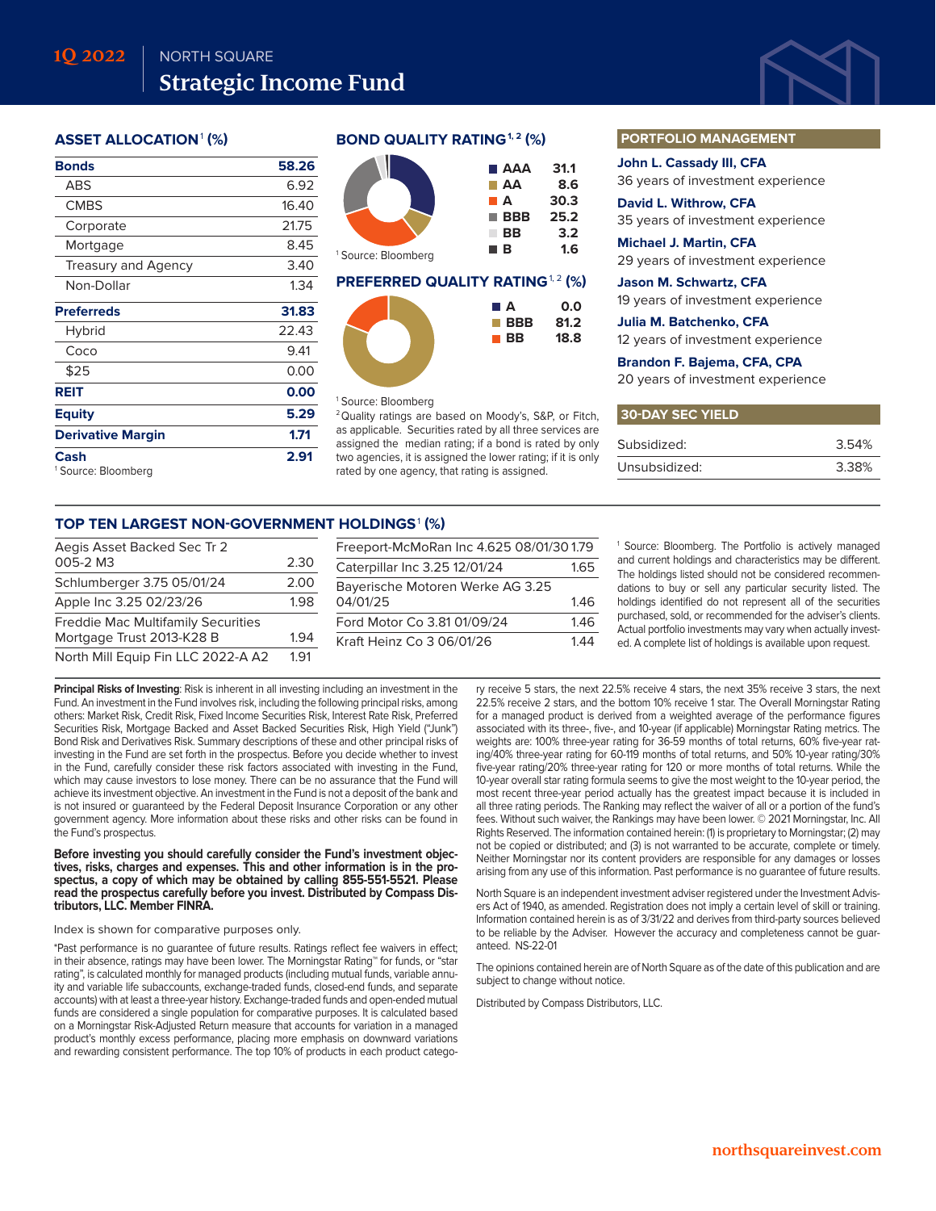# 1Q 2022 NORTH SQUARE Strategic Income Fund

## ASSET ALLOCATION[1] (%)

| | |
|---|---|
| **Bonds** | **58.26** |
| ABS | 6.92 |
| CMBS | 16.40 |
| Corporate | 21.75 |
| Mortgage | 8.45 |
| Treasury and Agency | 3.40 |
| Non-Dollar | 1.34 |
| **Preferreds** | **31.83** |
| Hybrid | 22.43 |
| Coco | 9.41 |
| $25 | 0.00 |
| **REIT** | **0.00** |
| **Equity** | **5.29** |
| **Derivative Margin** | **1.71** |
| **Cash** | **2.91** |

[1] Source: Bloomberg

## BOND QUALITY RATING[1, 2] (%)

AAA 31.1
AA 8.6
A 30.3
BBB 25.2
BB 3.2
B 1.6

[1] Source: Bloomberg

## PREFERRED QUALITY RATING[1, 2] (%)

A 0.0
BBB 81.2
BB 18.8

[1] Source: Bloomberg

[2] Quality ratings are based on Moody's, S&P, or Fitch, as applicable. Securities rated by all three services are assigned the median rating; if a bond is rated by only two agencies, it is assigned the lower rating; if it is only rated by one agency, that rating is assigned.

## PORTFOLIO MANAGEMENT

**John L. Cassady III, CFA**
36 years of investment experience

**David L. Withrow, CFA**
35 years of investment experience

**Michael J. Martin, CFA**
29 years of investment experience

**Jason M. Schwartz, CFA**
19 years of investment experience

**Julia M. Batchenko, CFA**
12 years of investment experience

**Brandon F. Bajema, CFA, CPA**
20 years of investment experience

## 30-DAY SEC YIELD

| | |
|---|---|
| Subsidized: | 3.54% |
| Unsubsidized: | 3.38% |

## TOP TEN LARGEST NON-GOVERNMENT HOLDINGS[1] (%)

| | |
|---|---|
| Aegis Asset Backed Sec Tr 2 005-2 M3 | 2.30 |
| Schlumberger 3.75 05/01/24 | 2.00 |
| Apple Inc 3.25 02/23/26 | 1.98 |
| Freddie Mac Multifamily Securities Mortgage Trust 2013-K28 B | 1.94 |
| North Mill Equip Fin LLC 2022-A A2 | 1.91 |
| Freeport-McMoRan Inc 4.625 08/01/30 | 1.79 |
| Caterpillar Inc 3.25 12/01/24 | 1.65 |
| Bayerische Motoren Werke AG 3.25 04/01/25 | 1.46 |
| Ford Motor Co 3.81 01/09/24 | 1.46 |
| Kraft Heinz Co 3 06/01/26 | 1.44 |

[1] Source: Bloomberg. The Portfolio is actively managed and current holdings and characteristics may be different. The holdings listed should not be considered recommendations to buy or sell any particular security listed. The holdings identified do not represent all of the securities purchased, sold, or recommended for the adviser's clients. Actual portfolio investments may vary when actually invested. A complete list of holdings is available upon request.

**Principal Risks of Investing**: Risk is inherent in all investing including an investment in the Fund. An investment in the Fund involves risk, including the following principal risks, among others: Market Risk, Credit Risk, Fixed Income Securities Risk, Interest Rate Risk, Preferred Securities Risk, Mortgage Backed and Asset Backed Securities Risk, High Yield ("Junk") Bond Risk and Derivatives Risk. Summary descriptions of these and other principal risks of investing in the Fund are set forth in the prospectus. Before you decide whether to invest in the Fund, carefully consider these risk factors associated with investing in the Fund, which may cause investors to lose money. There can be no assurance that the Fund will achieve its investment objective. An investment in the Fund is not a deposit of the bank and is not insured or guaranteed by the Federal Deposit Insurance Corporation or any other government agency. More information about these risks and other risks can be found in the Fund's prospectus.

**Before investing you should carefully consider the Fund's investment objectives, risks, charges and expenses. This and other information is in the prospectus, a copy of which may be obtained by calling 855-551-5521. Please read the prospectus carefully before you invest. Distributed by Compass Distributors, LLC. Member FINRA.**

Index is shown for comparative purposes only.

*Past performance is no guarantee of future results. Ratings reflect fee waivers in effect; in their absence, ratings may have been lower. The Morningstar Rating™ for funds, or "star rating", is calculated monthly for managed products (including mutual funds, variable annuity and variable life subaccounts, exchange-traded funds, closed-end funds, and separate accounts) with at least a three-year history. Exchange-traded funds and open-ended mutual funds are considered a single population for comparative purposes. It is calculated based on a Morningstar Risk-Adjusted Return measure that accounts for variation in a managed product's monthly excess performance, placing more emphasis on downward variations and rewarding consistent performance. The top 10% of products in each product category receive 5 stars, the next 22.5% receive 4 stars, the next 35% receive 3 stars, the next 22.5% receive 2 stars, and the bottom 10% receive 1 star. The Overall Morningstar Rating for a managed product is derived from a weighted average of the performance figures associated with its three-, five-, and 10-year (if applicable) Morningstar Rating metrics. The weights are: 100% three-year rating for 36-59 months of total returns, 60% five-year rating/40% three-year rating for 60-119 months of total returns, and 50% 10-year rating/30% five-year rating/20% three-year rating for 120 or more months of total returns. While the 10-year overall star rating formula seems to give the most weight to the 10-year period, the most recent three-year period actually has the greatest impact because it is included in all three rating periods. The Ranking may reflect the waiver of all or a portion of the fund's fees. Without such waiver, the Rankings may have been lower. © 2021 Morningstar, Inc. All Rights Reserved. The information contained herein: (1) is proprietary to Morningstar; (2) may not be copied or distributed; and (3) is not warranted to be accurate, complete or timely. Neither Morningstar nor its content providers are responsible for any damages or losses arising from any use of this information. Past performance is no guarantee of future results.

North Square is an independent investment adviser registered under the Investment Advisers Act of 1940, as amended. Registration does not imply a certain level of skill or training. Information contained herein is as of 3/31/22 and derives from third-party sources believed to be reliable by the Adviser. However the accuracy and completeness cannot be guaranteed. NS-22-01

The opinions contained herein are of North Square as of the date of this publication and are subject to change without notice.

Distributed by Compass Distributors, LLC.

northsquareinvest.com